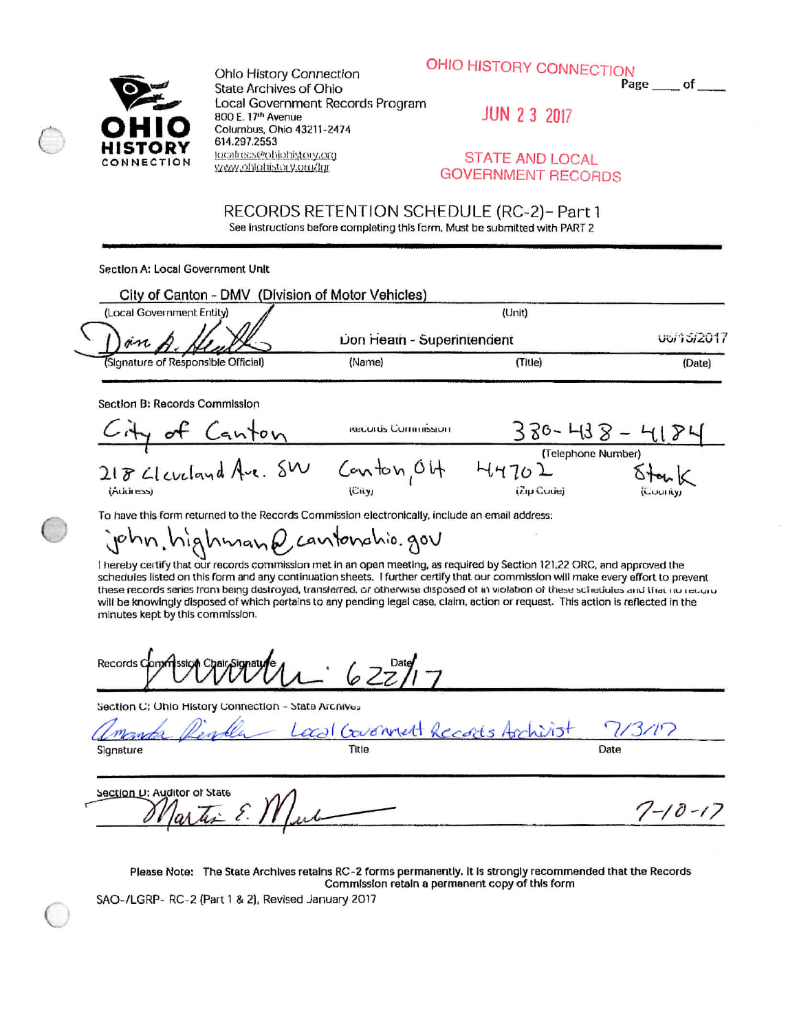Ohio History Connection
State Archives of Ohio
Local Government Records Program
800 E. 17th Avenue
Columbus, Ohio 43211-2474
614.297.2553
localrecs@ohiohistory.org
www.ohiohistory.org/lgr

OHIO HISTORY CONNECTION
JUN 23 2017
STATE AND LOCAL GOVERNMENT RECORDS

Page ____ of ____

# RECORDS RETENTION SCHEDULE (RC-2)- Part 1

See instructions before completing this form. Must be submitted with PART 2

## Section A: Local Government Unit

City of Canton - DMV (Division of Motor Vehicles)
(Local Government Entity) (Unit)

Don A. Heath | Don Heath - Superintendent | 06/15/2017
(Signature of Responsible Official) (Name) (Title) (Date)

## Section B: Records Commission

City of Canton Records Commission 330-438-4184
(Telephone Number)

218 Cleveland Ave. SW | Canton, OH | 44702 | Stark
(Address) (City) (Zip Code) (County)

To have this form returned to the Records Commission electronically, include an email address:

john.highman@cantonohio.gov

I hereby certify that our records commission met in an open meeting, as required by Section 121.22 ORC, and approved the schedules listed on this form and any continuation sheets. I further certify that our commission will make every effort to prevent these records series from being destroyed, transferred, or otherwise disposed of in violation of these schedules and that no record will be knowingly disposed of which pertains to any pending legal case, claim, action or request. This action is reflected in the minutes kept by this commission.

Records Commission Chair Signature [signature] Date 6/22/17

## Section C: Ohio History Connection - State Archives

Amanda Rindler | Local Government Records Archivist | 7/3/17
Signature Title Date

## Section D: Auditor of State

Martin E. Mur[signature] 7-10-17

Please Note: The State Archives retains RC-2 forms permanently. It is strongly recommended that the Records Commission retain a permanent copy of this form

SAO-/LGRP- RC-2 (Part 1 & 2), Revised January 2017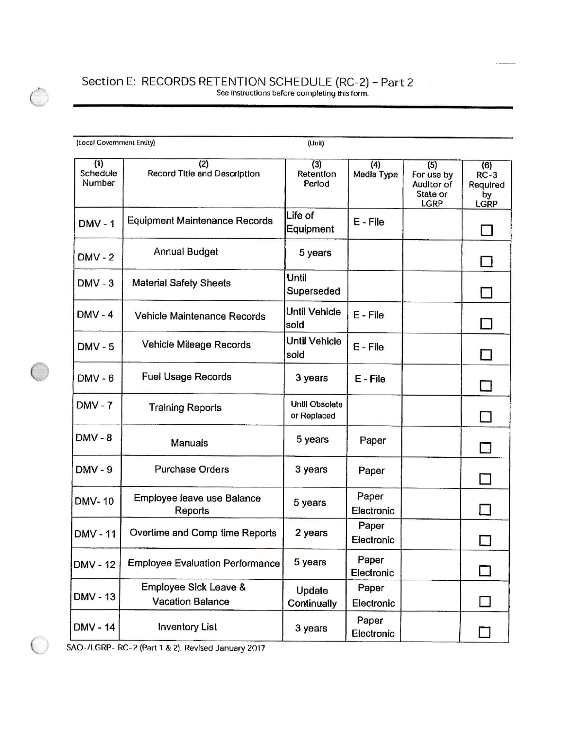## Section E: RECORDS RETENTION SCHEDULE (RC-2) – Part 2

See instructions before completing this form.

(Local Government Entity) (Unit)

| (1) Schedule Number | (2) Record Title and Description | (3) Retention Period | (4) Media Type | (5) For use by Auditor of State or LGRP | (6) RC-3 Required by LGRP |
|---|---|---|---|---|---|
| DMV - 1 | Equipment Maintenance Records | Life of Equipment | E - File | | ☐ |
| DMV - 2 | Annual Budget | 5 years | | | ☐ |
| DMV - 3 | Material Safety Sheets | Until Superseded | | | ☐ |
| DMV - 4 | Vehicle Maintenance Records | Until Vehicle sold | E - File | | ☐ |
| DMV - 5 | Vehicle Mileage Records | Until Vehicle sold | E - File | | ☐ |
| DMV - 6 | Fuel Usage Records | 3 years | E - File | | ☐ |
| DMV - 7 | Training Reports | Until Obsolete or Replaced | | | ☐ |
| DMV - 8 | Manuals | 5 years | Paper | | ☐ |
| DMV - 9 | Purchase Orders | 3 years | Paper | | ☐ |
| DMV- 10 | Employee leave use Balance Reports | 5 years | Paper Electronic | | ☐ |
| DMV - 11 | Overtime and Comp time Reports | 2 years | Paper Electronic | | ☐ |
| DMV - 12 | Employee Evaluation Performance | 5 years | Paper Electronic | | ☐ |
| DMV - 13 | Employee Sick Leave & Vacation Balance | Update Continually | Paper Electronic | | ☐ |
| DMV - 14 | Inventory List | 3 years | Paper Electronic | | ☐ |

SAO-/LGRP- RC-2 (Part 1 & 2), Revised January 2017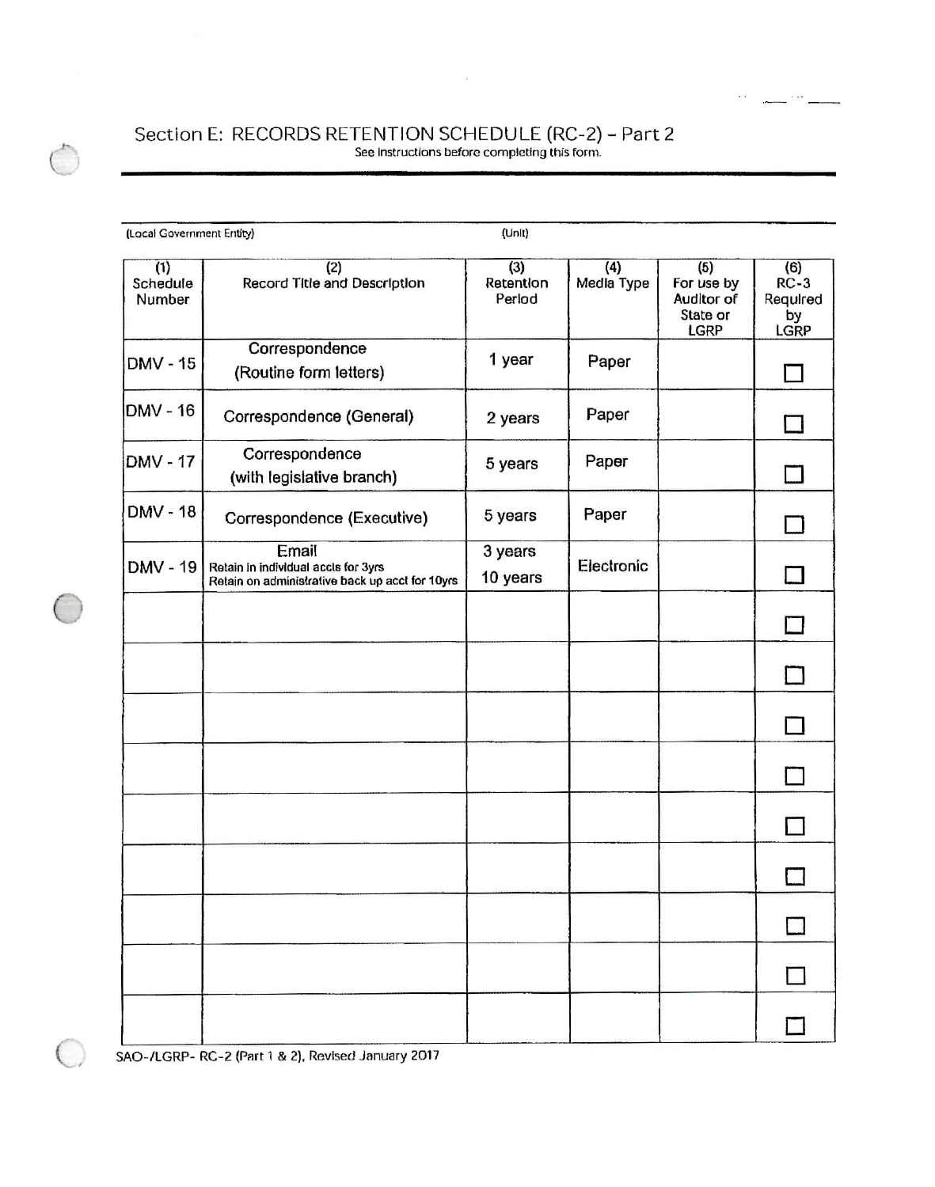## Section E: RECORDS RETENTION SCHEDULE (RC-2) – Part 2

See instructions before completing this form.

(Local Government Entity) (Unit)

| (1) Schedule Number | (2) Record Title and Description | (3) Retention Period | (4) Media Type | (5) For use by Auditor of State or LGRP | (6) RC-3 Required by LGRP |
|---|---|---|---|---|---|
| DMV - 15 | Correspondence (Routine form letters) | 1 year | Paper | | ☐ |
| DMV - 16 | Correspondence (General) | 2 years | Paper | | ☐ |
| DMV - 17 | Correspondence (with legislative branch) | 5 years | Paper | | ☐ |
| DMV - 18 | Correspondence (Executive) | 5 years | Paper | | ☐ |
| DMV - 19 | Email<br>Retain in individual accts for 3yrs<br>Retain on administrative back up acct for 10yrs | 3 years<br>10 years | Electronic | | ☐ |
| | | | | | ☐ |
| | | | | | ☐ |
| | | | | | ☐ |
| | | | | | ☐ |
| | | | | | ☐ |
| | | | | | ☐ |
| | | | | | ☐ |
| | | | | | ☐ |
| | | | | | ☐ |

SAO-/LGRP- RC-2 (Part 1 & 2), Revised January 2017